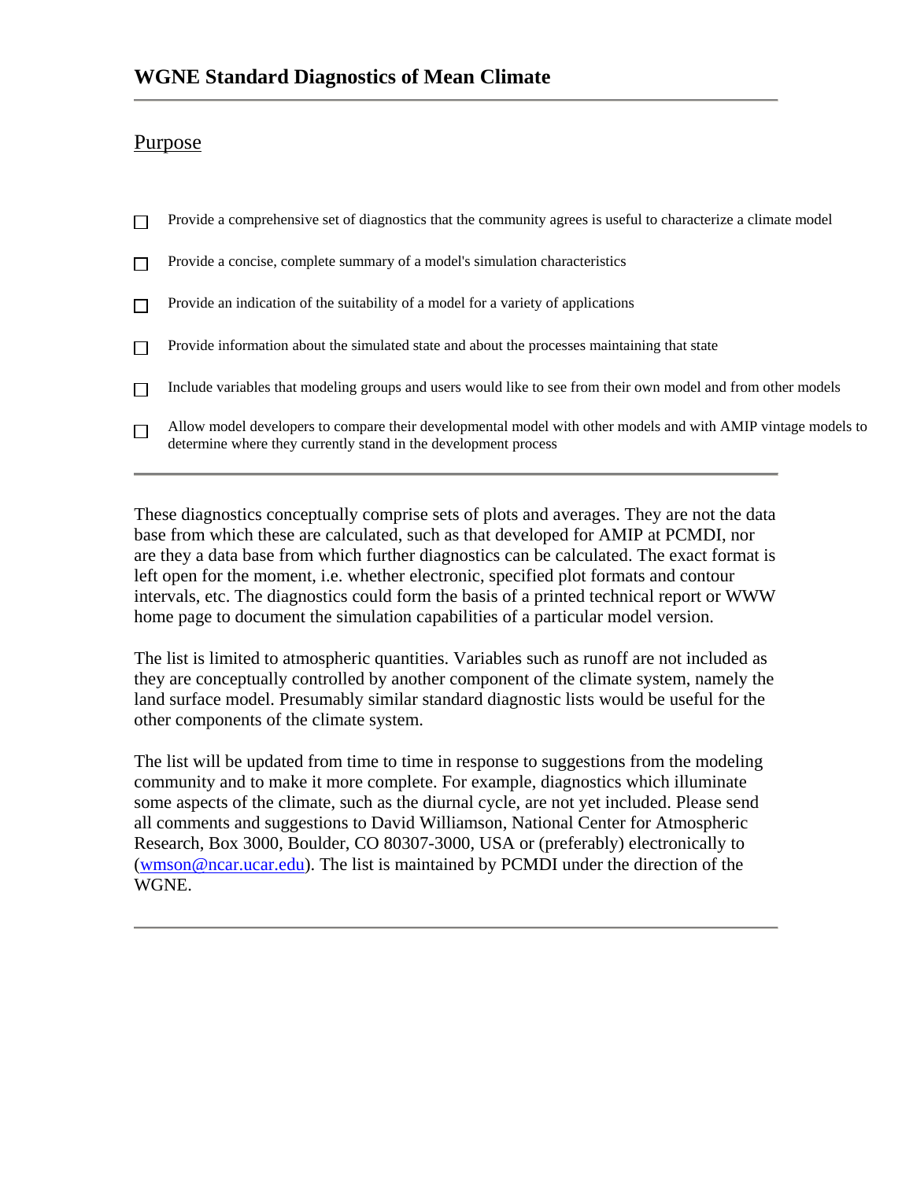# WGNE Standard Diagnostics of Mean Climate

---

## Purpose

- Provide a comprehensive set of diagnostics that the community agrees is useful to characterize a climate model
- Provide a concise, complete summary of a model's simulation characteristics
- Provide an indication of the suitability of a model for a variety of applications
- Provide information about the simulated state and about the processes maintaining that state
- Include variables that modeling groups and users would like to see from their own model and from other models
- Allow model developers to compare their developmental model with other models and with AMIP vintage models to determine where they currently stand in the development process

---

These diagnostics conceptually comprise sets of plots and averages. They are not the data base from which these are calculated, such as that developed for AMIP at PCMDI, nor are they a data base from which further diagnostics can be calculated. The exact format is left open for the moment, i.e. whether electronic, specified plot formats and contour intervals, etc. The diagnostics could form the basis of a printed technical report or WWW home page to document the simulation capabilities of a particular model version.

The list is limited to atmospheric quantities. Variables such as runoff are not included as they are conceptually controlled by another component of the climate system, namely the land surface model. Presumably similar standard diagnostic lists would be useful for the other components of the climate system.

The list will be updated from time to time in response to suggestions from the modeling community and to make it more complete. For example, diagnostics which illuminate some aspects of the climate, such as the diurnal cycle, are not yet included. Please send all comments and suggestions to David Williamson, National Center for Atmospheric Research, Box 3000, Boulder, CO 80307-3000, USA or (preferably) electronically to (wmson@ncar.ucar.edu). The list is maintained by PCMDI under the direction of the WGNE.

---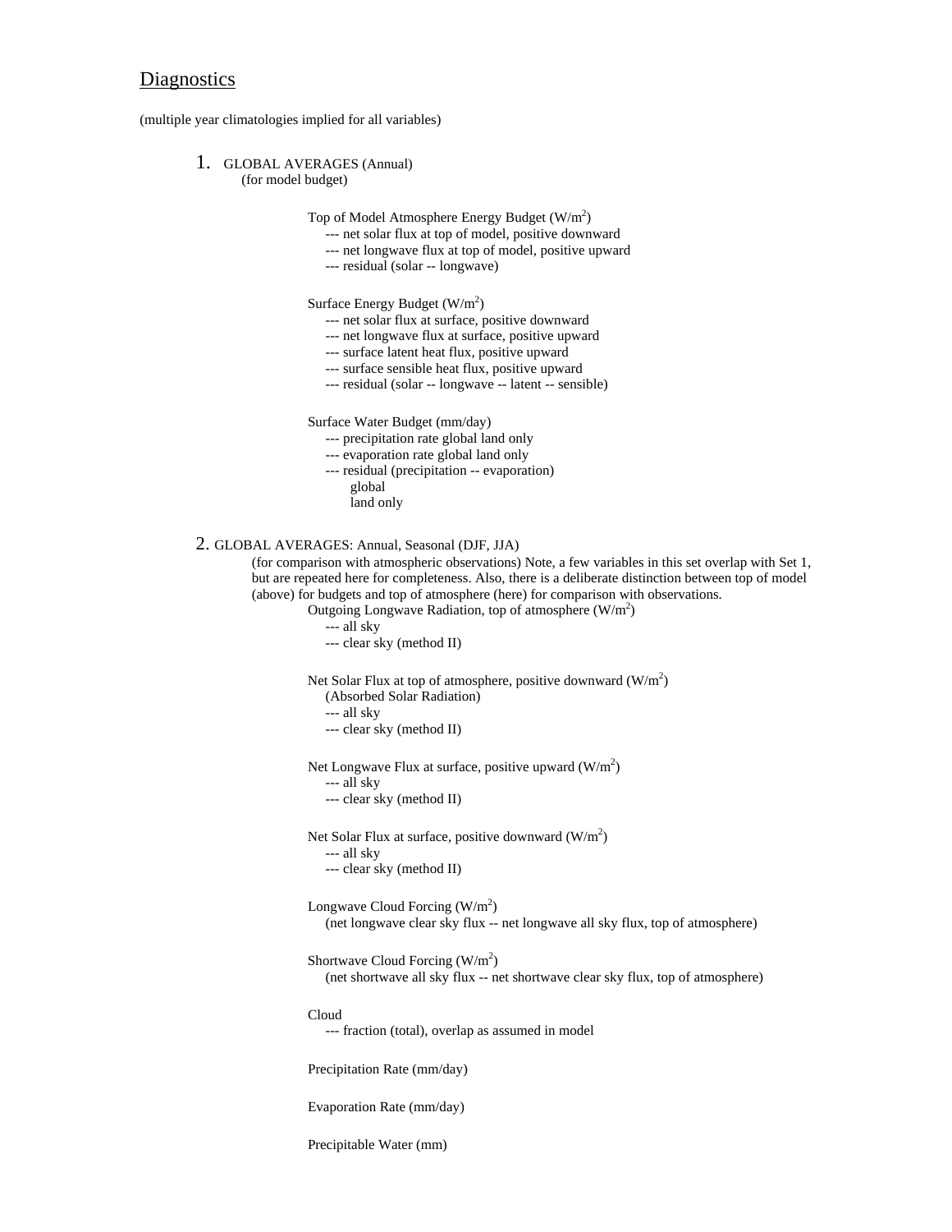## Diagnostics

(multiple year climatologies implied for all variables)

1. GLOBAL AVERAGES (Annual)
   (for model budget)

   Top of Model Atmosphere Energy Budget ($W/m^2$)
   - --- net solar flux at top of model, positive downward
   - --- net longwave flux at top of model, positive upward
   - --- residual (solar -- longwave)

   Surface Energy Budget ($W/m^2$)
   - --- net solar flux at surface, positive downward
   - --- net longwave flux at surface, positive upward
   - --- surface latent heat flux, positive upward
   - --- surface sensible heat flux, positive upward
   - --- residual (solar -- longwave -- latent -- sensible)

   Surface Water Budget (mm/day)
   - --- precipitation rate global land only
   - --- evaporation rate global land only
   - --- residual (precipitation -- evaporation)
     - global
     - land only

2. GLOBAL AVERAGES: Annual, Seasonal (DJF, JJA)
   (for comparison with atmospheric observations) Note, a few variables in this set overlap with Set 1, but are repeated here for completeness. Also, there is a deliberate distinction between top of model (above) for budgets and top of atmosphere (here) for comparison with observations.

   Outgoing Longwave Radiation, top of atmosphere ($W/m^2$)
   - --- all sky
   - --- clear sky (method II)

   Net Solar Flux at top of atmosphere, positive downward ($W/m^2$)
   (Absorbed Solar Radiation)
   - --- all sky
   - --- clear sky (method II)

   Net Longwave Flux at surface, positive upward ($W/m^2$)
   - --- all sky
   - --- clear sky (method II)

   Net Solar Flux at surface, positive downward ($W/m^2$)
   - --- all sky
   - --- clear sky (method II)

   Longwave Cloud Forcing ($W/m^2$)
   (net longwave clear sky flux -- net longwave all sky flux, top of atmosphere)

   Shortwave Cloud Forcing ($W/m^2$)
   (net shortwave all sky flux -- net shortwave clear sky flux, top of atmosphere)

   Cloud
   - --- fraction (total), overlap as assumed in model

   Precipitation Rate (mm/day)

   Evaporation Rate (mm/day)

   Precipitable Water (mm)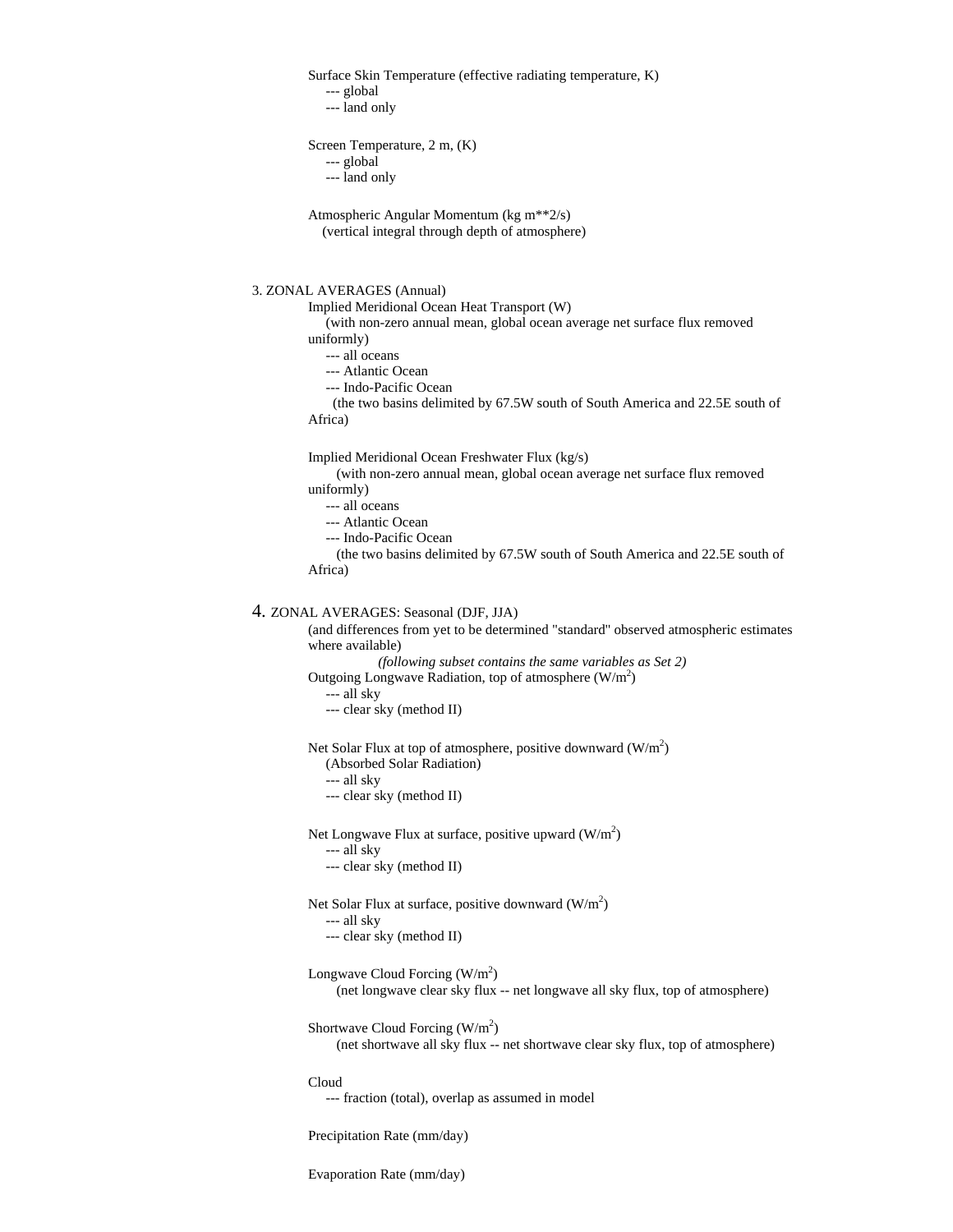Surface Skin Temperature (effective radiating temperature, K)
- --- global
- --- land only

Screen Temperature, 2 m, (K)
- --- global
- --- land only

Atmospheric Angular Momentum (kg m**2/s)
(vertical integral through depth of atmosphere)

3. ZONAL AVERAGES (Annual)

Implied Meridional Ocean Heat Transport (W)
(with non-zero annual mean, global ocean average net surface flux removed uniformly)
- --- all oceans
- --- Atlantic Ocean
- --- Indo-Pacific Ocean

(the two basins delimited by 67.5W south of South America and 22.5E south of Africa)

Implied Meridional Ocean Freshwater Flux (kg/s)
(with non-zero annual mean, global ocean average net surface flux removed uniformly)
- --- all oceans
- --- Atlantic Ocean
- --- Indo-Pacific Ocean

(the two basins delimited by 67.5W south of South America and 22.5E south of Africa)

4. ZONAL AVERAGES: Seasonal (DJF, JJA)

(and differences from yet to be determined "standard" observed atmospheric estimates where available)

*(following subset contains the same variables as Set 2)*

Outgoing Longwave Radiation, top of atmosphere ($W/m^2$)
- --- all sky
- --- clear sky (method II)

Net Solar Flux at top of atmosphere, positive downward ($W/m^2$)
(Absorbed Solar Radiation)
- --- all sky
- --- clear sky (method II)

Net Longwave Flux at surface, positive upward ($W/m^2$)
- --- all sky
- --- clear sky (method II)

Net Solar Flux at surface, positive downward ($W/m^2$)
- --- all sky
- --- clear sky (method II)

Longwave Cloud Forcing ($W/m^2$)
(net longwave clear sky flux -- net longwave all sky flux, top of atmosphere)

Shortwave Cloud Forcing ($W/m^2$)
(net shortwave all sky flux -- net shortwave clear sky flux, top of atmosphere)

Cloud
- --- fraction (total), overlap as assumed in model

Precipitation Rate (mm/day)

Evaporation Rate (mm/day)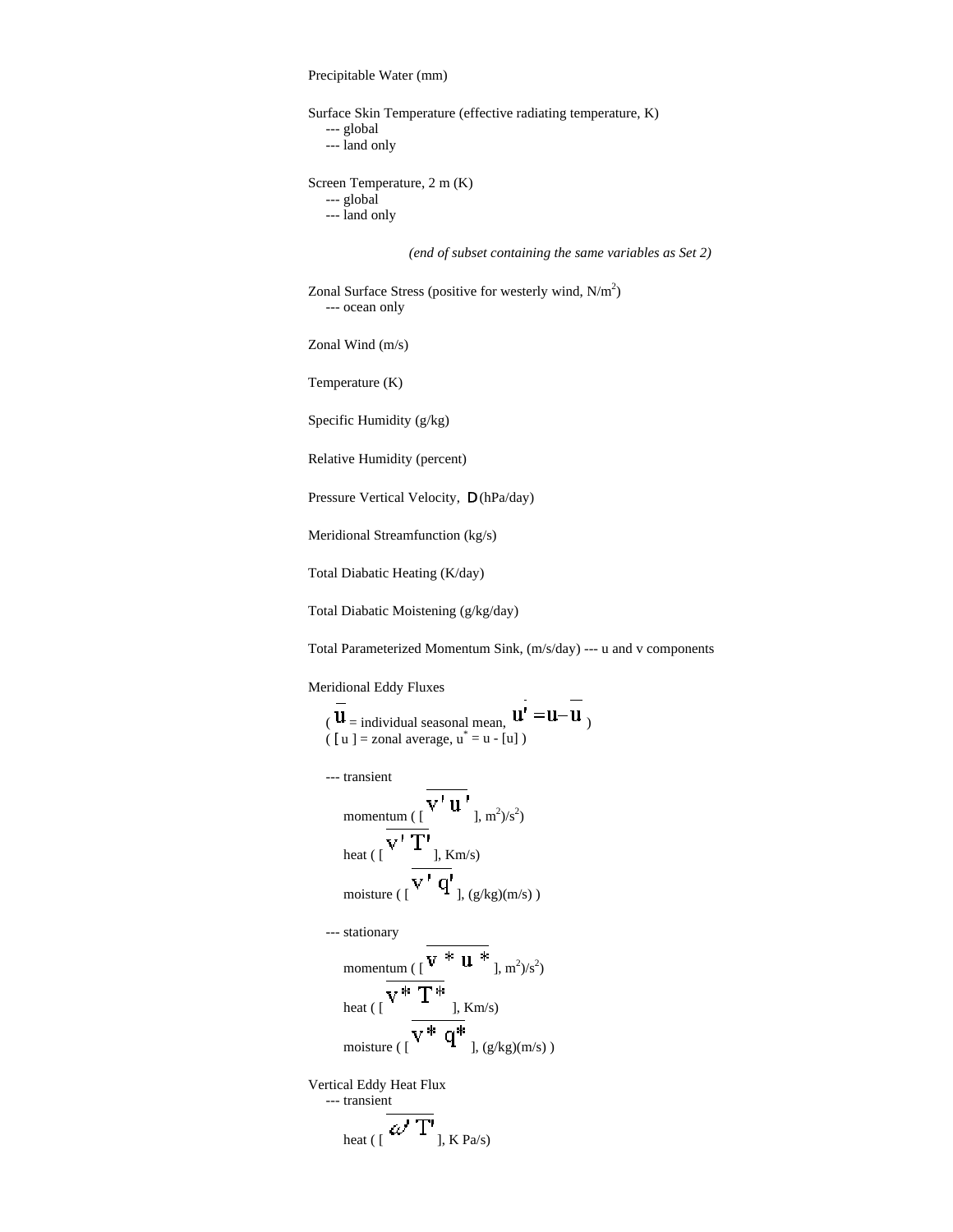Precipitable Water (mm)

Surface Skin Temperature (effective radiating temperature, K)
- --- global
- --- land only

Screen Temperature, 2 m (K)
- --- global
- --- land only

*(end of subset containing the same variables as Set 2)*

Zonal Surface Stress (positive for westerly wind, $N/m^2$)
- --- ocean only

Zonal Wind (m/s)

Temperature (K)

Specific Humidity (g/kg)

Relative Humidity (percent)

Pressure Vertical Velocity, $\omega$ (hPa/day)

Meridional Streamfunction (kg/s)

Total Diabatic Heating (K/day)

Total Diabatic Moistening (g/kg/day)

Total Parameterized Momentum Sink, (m/s/day) --- u and v components

Meridional Eddy Fluxes

( $\overline{u}$ = individual seasonal mean, $u' = u - \overline{u}$ )
( $[u]$ = zonal average, $u^* = u - [u]$ )

--- transient

- momentum ( $[\overline{v'u'}]$, $m^2/s^2$)
- heat ( $[\overline{v'T'}]$, Km/s)
- moisture ( $[\overline{v'q'}]$, (g/kg)(m/s) )

--- stationary

- momentum ( $[\overline{v^*u^*}]$, $m^2/s^2$)
- heat ( $[\overline{v^*T^*}]$, Km/s)
- moisture ( $[\overline{v^*q^*}]$, (g/kg)(m/s) )

Vertical Eddy Heat Flux

--- transient

- heat ( $[\overline{\omega'T'}]$, K Pa/s)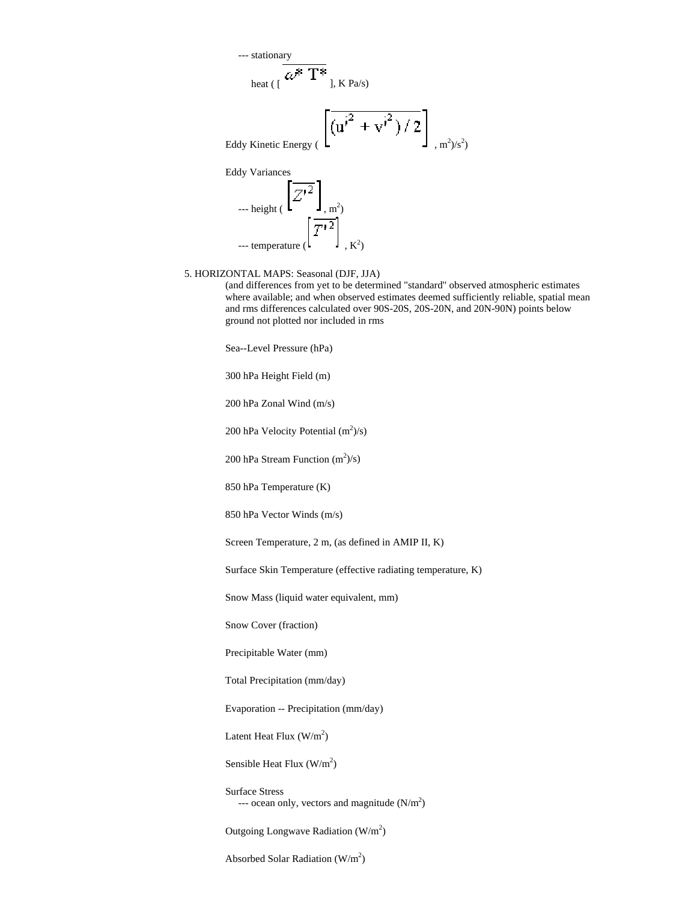--- stationary

heat ( $[\overline{\omega^* T^*}]$, K Pa/s)

Eddy Kinetic Energy ( $\left[\overline{(u'^2 + v'^2)/2}\right]$, $m^2/s^2$)

Eddy Variances

--- height ( $\left[\overline{Z'^2}\right]$, $m^2$)

--- temperature ( $\left[\overline{T'^2}\right]$, $K^2$)

5. HORIZONTAL MAPS: Seasonal (DJF, JJA)

(and differences from yet to be determined "standard" observed atmospheric estimates where available; and when observed estimates deemed sufficiently reliable, spatial mean and rms differences calculated over 90S-20S, 20S-20N, and 20N-90N) points below ground not plotted nor included in rms

Sea--Level Pressure (hPa)

300 hPa Height Field (m)

200 hPa Zonal Wind (m/s)

200 hPa Velocity Potential ($m^2/s$)

200 hPa Stream Function ($m^2/s$)

850 hPa Temperature (K)

850 hPa Vector Winds (m/s)

Screen Temperature, 2 m, (as defined in AMIP II, K)

Surface Skin Temperature (effective radiating temperature, K)

Snow Mass (liquid water equivalent, mm)

Snow Cover (fraction)

Precipitable Water (mm)

Total Precipitation (mm/day)

Evaporation -- Precipitation (mm/day)

Latent Heat Flux ($W/m^2$)

Sensible Heat Flux ($W/m^2$)

Surface Stress

--- ocean only, vectors and magnitude ($N/m^2$)

Outgoing Longwave Radiation ($W/m^2$)

Absorbed Solar Radiation ($W/m^2$)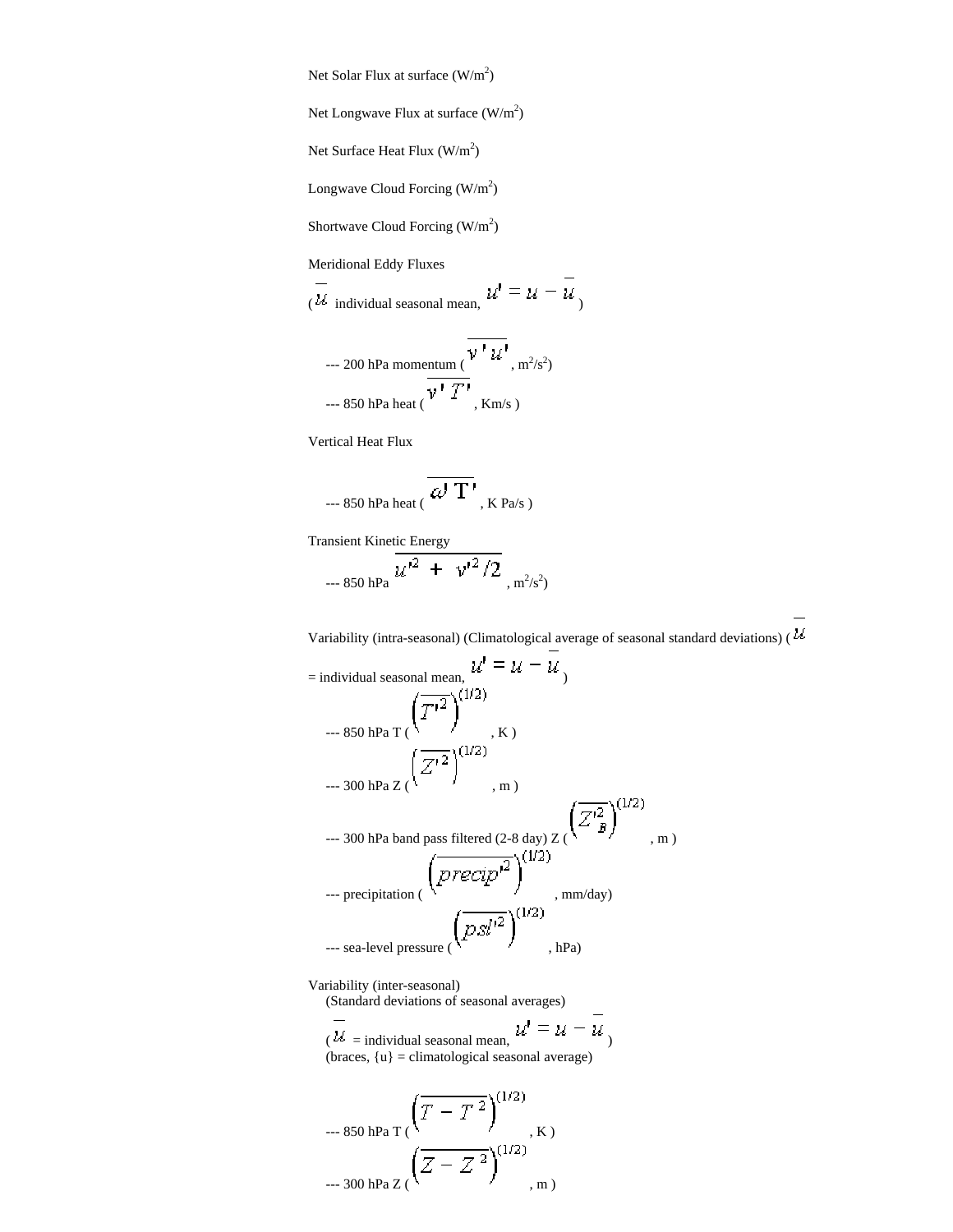Net Solar Flux at surface ($W/m^2$)

Net Longwave Flux at surface ($W/m^2$)

Net Surface Heat Flux ($W/m^2$)

Longwave Cloud Forcing ($W/m^2$)

Shortwave Cloud Forcing ($W/m^2$)

Meridional Eddy Fluxes

($\overline{u}$ individual seasonal mean, $u' = u - \overline{u}$)

--- 200 hPa momentum ($\overline{v'u'}$, $m^2/s^2$)

--- 850 hPa heat ($\overline{v'T'}$, Km/s )

Vertical Heat Flux

--- 850 hPa heat ($\overline{\omega' T'}$, K Pa/s )

Transient Kinetic Energy

--- 850 hPa $\overline{u'^2 + v'^2/2}$, $m^2/s^2$)

Variability (intra-seasonal) (Climatological average of seasonal standard deviations) ($\overline{u}$ = individual seasonal mean, $u' = u - \overline{u}$)

--- 850 hPa T ($\left(\overline{T'^2}\right)^{(1/2)}$, K )

--- 300 hPa Z ($\left(\overline{Z'^2}\right)^{(1/2)}$, m )

--- 300 hPa band pass filtered (2-8 day) Z ($\left(\overline{Z'^2_B}\right)^{(1/2)}$, m )

--- precipitation ($\left(\overline{precip'^2}\right)^{(1/2)}$, mm/day)

--- sea-level pressure ($\left(\overline{psl'^2}\right)^{(1/2)}$, hPa)

Variability (inter-seasonal)
(Standard deviations of seasonal averages)
($\overline{u}$ = individual seasonal mean, $u' = u - \overline{u}$)
(braces, {u} = climatological seasonal average)

--- 850 hPa T ($\left(\overline{T - T^2}\right)^{(1/2)}$, K )

--- 300 hPa Z ($\left(\overline{Z - Z^2}\right)^{(1/2)}$, m )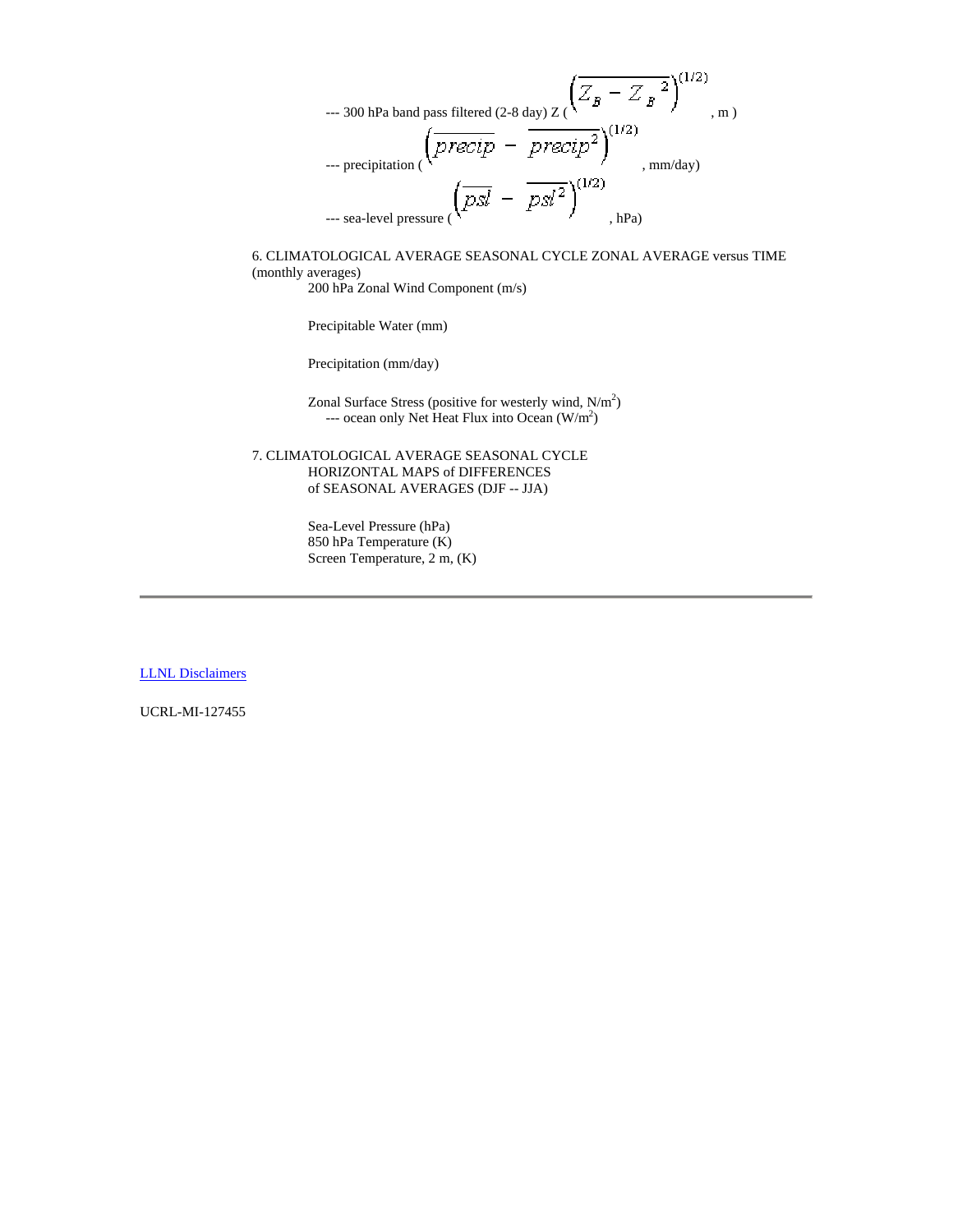--- 300 hPa band pass filtered (2-8 day) Z ( $\left(\overline{Z_B} - \overline{Z_B}^{\,2}\right)^{(1/2)}$ , m )

--- precipitation ( $\left(\overline{precip} - \overline{precip^2}\right)^{(1/2)}$ , mm/day)

--- sea-level pressure ( $\left(\overline{psl} - \overline{psl^2}\right)^{(1/2)}$ , hPa)

6. CLIMATOLOGICAL AVERAGE SEASONAL CYCLE ZONAL AVERAGE versus TIME (monthly averages)

200 hPa Zonal Wind Component (m/s)

Precipitable Water (mm)

Precipitation (mm/day)

Zonal Surface Stress (positive for westerly wind, $N/m^2$)

--- ocean only Net Heat Flux into Ocean ($W/m^2$)

7. CLIMATOLOGICAL AVERAGE SEASONAL CYCLE
HORIZONTAL MAPS of DIFFERENCES
of SEASONAL AVERAGES (DJF -- JJA)

Sea-Level Pressure (hPa)
850 hPa Temperature (K)
Screen Temperature, 2 m, (K)

---

LLNL Disclaimers

UCRL-MI-127455